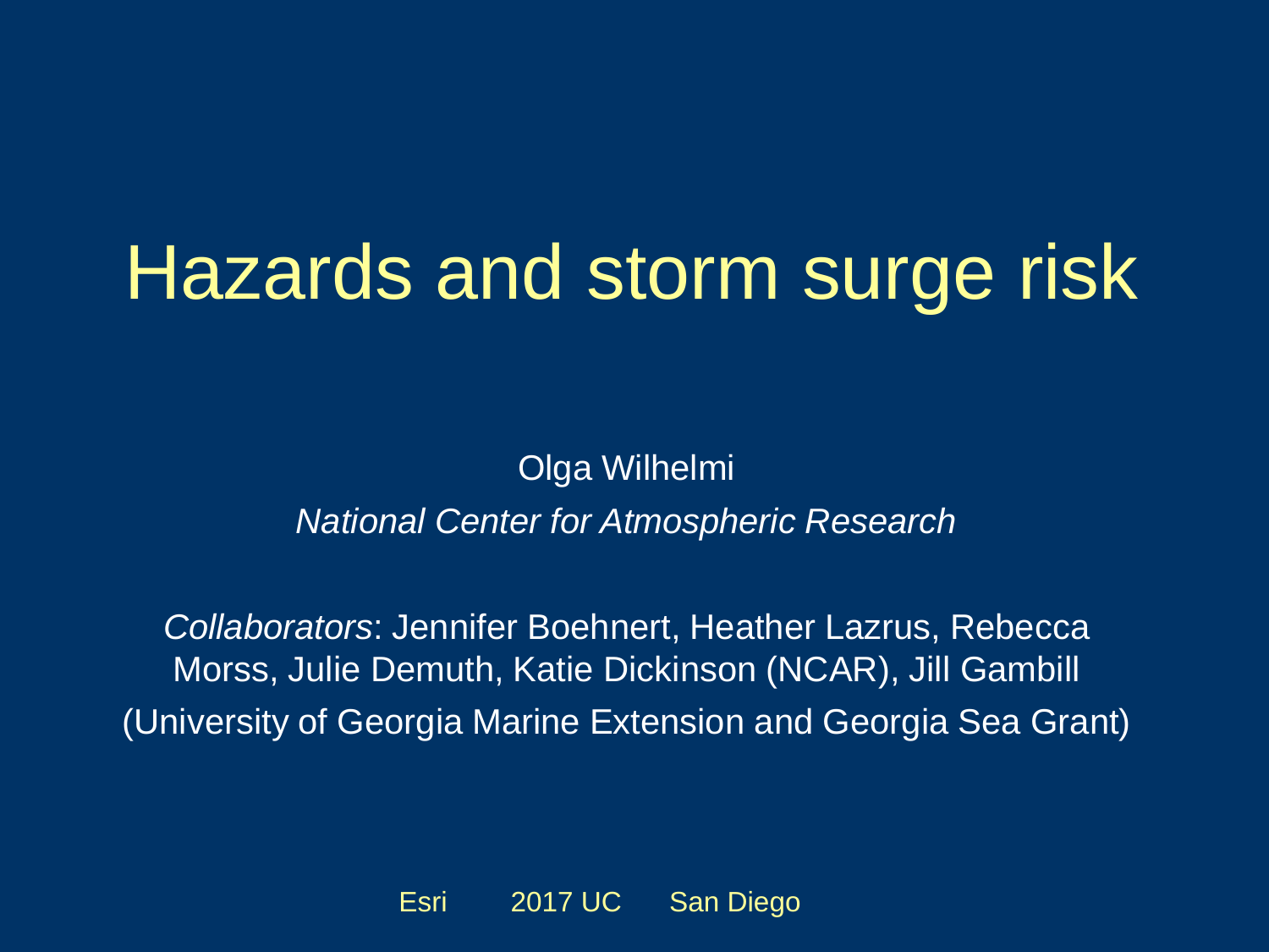# Hazards and storm surge risk

Olga Wilhelmi

*National Center for Atmospheric Research*

*Collaborators*: Jennifer Boehnert, Heather Lazrus, Rebecca Morss, Julie Demuth, Katie Dickinson (NCAR), Jill Gambill (University of Georgia Marine Extension and Georgia Sea Grant)

Esri 2017 UC San Diego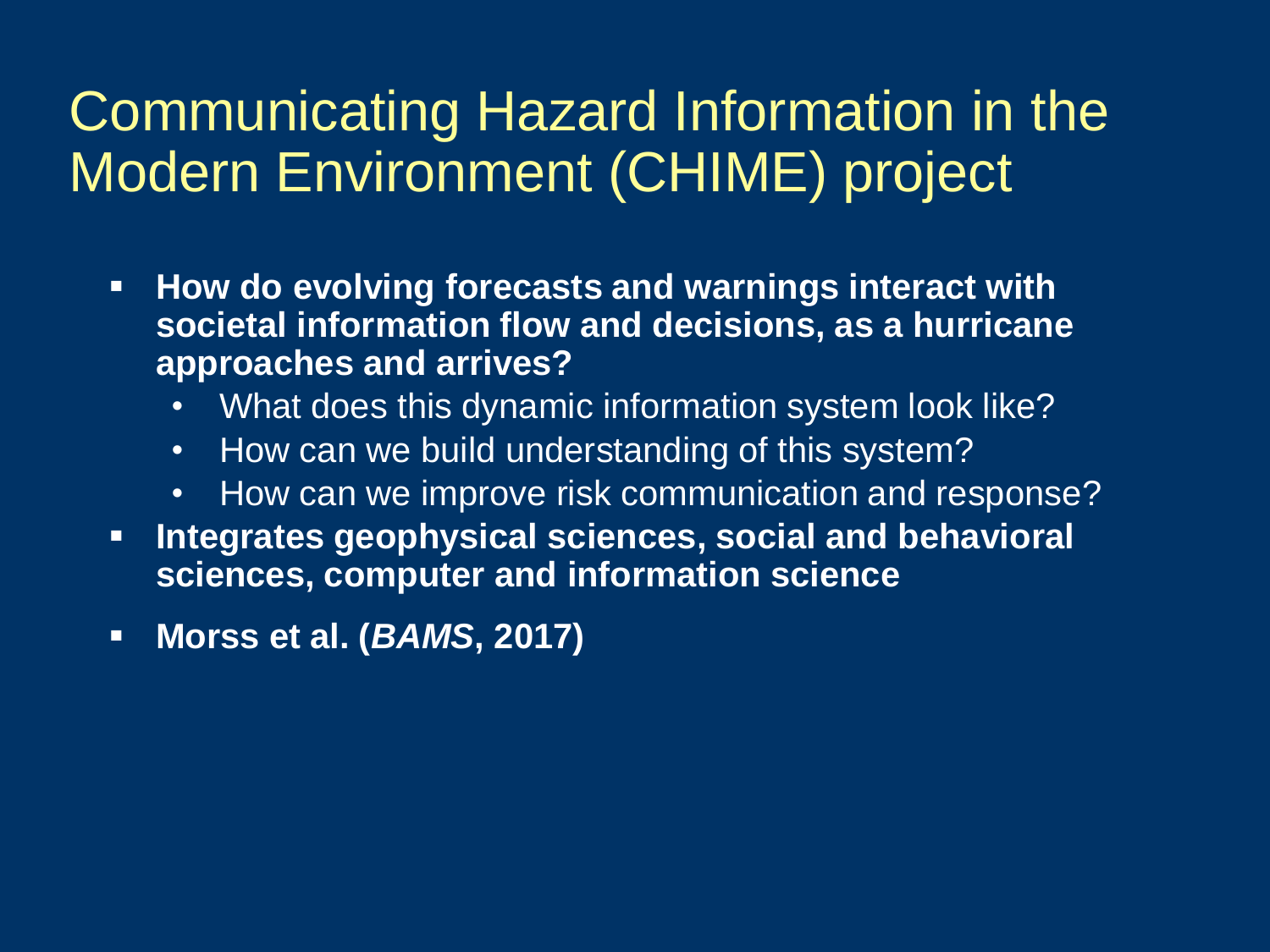# Communicating Hazard Information in the Modern Environment (CHIME) project

- **How do evolving forecasts and warnings interact with societal information flow and decisions, as a hurricane approaches and arrives?**
  - What does this dynamic information system look like?
  - How can we build understanding of this system?
  - How can we improve risk communication and response?
- **Integrates geophysical sciences, social and behavioral sciences, computer and information science**
- **Morss et al. (*BAMS*, 2017)**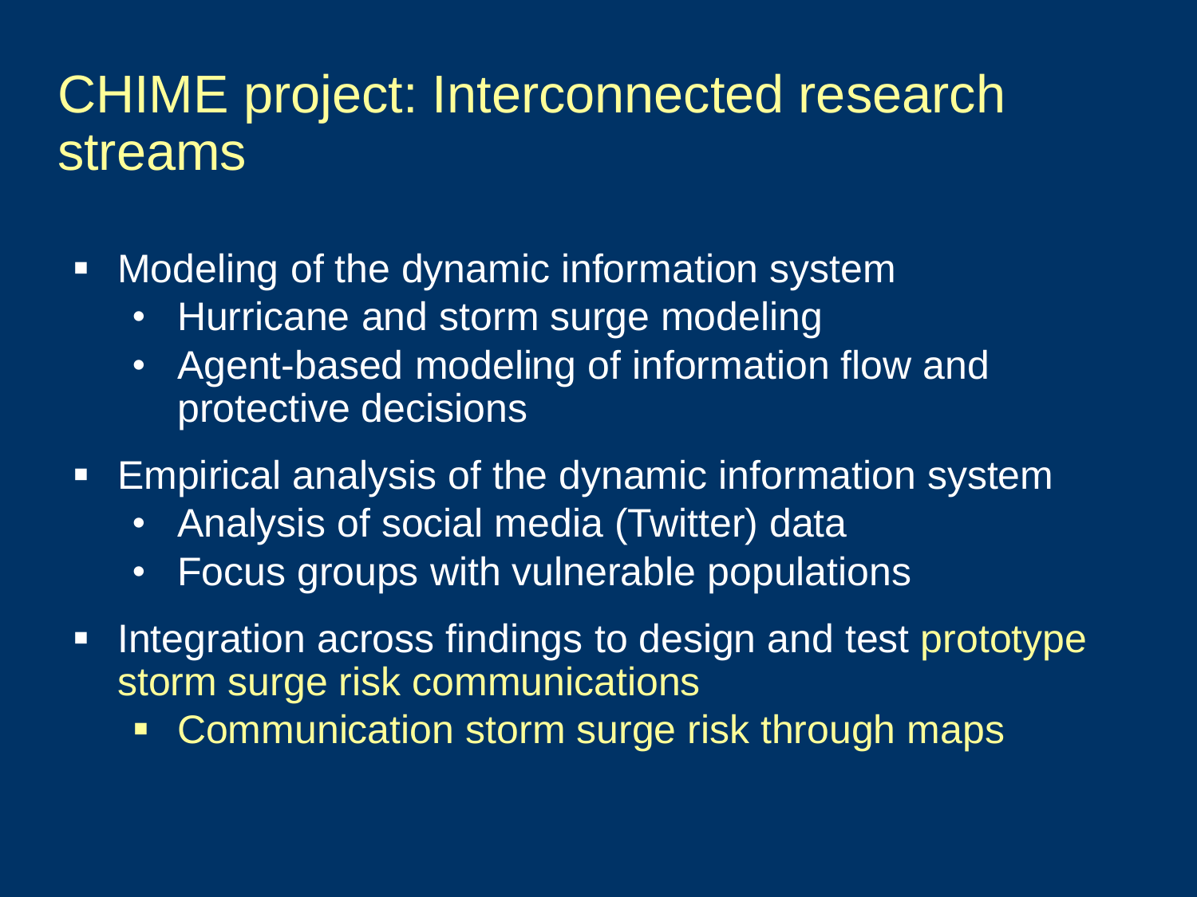# CHIME project: Interconnected research streams

- Modeling of the dynamic information system
  - Hurricane and storm surge modeling
  - Agent-based modeling of information flow and protective decisions
- Empirical analysis of the dynamic information system
  - Analysis of social media (Twitter) data
  - Focus groups with vulnerable populations
- Integration across findings to design and test prototype storm surge risk communications
  - Communication storm surge risk through maps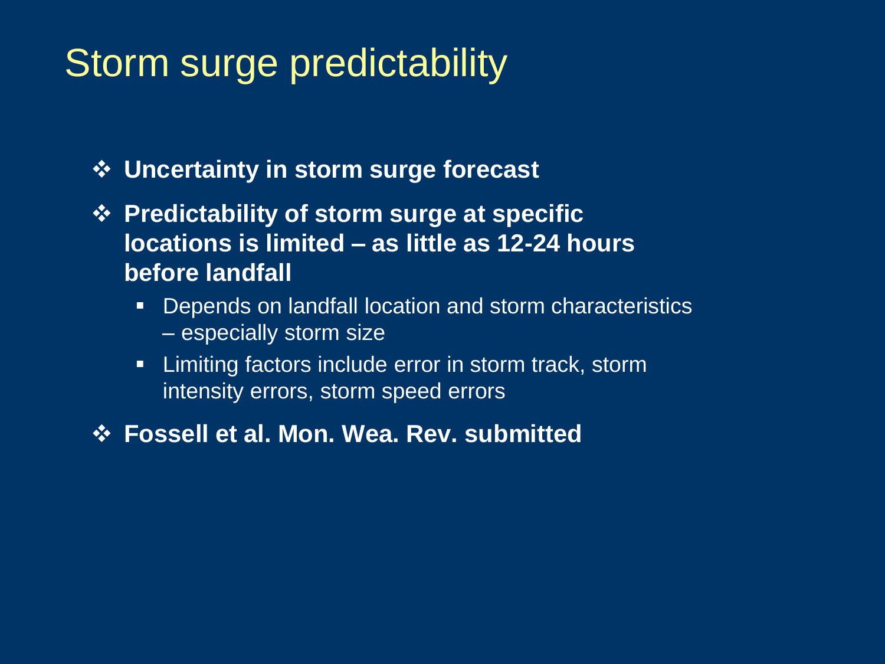# Storm surge predictability

- **Uncertainty in storm surge forecast**
- **Predictability of storm surge at specific locations is limited – as little as 12-24 hours before landfall**
  - Depends on landfall location and storm characteristics – especially storm size
  - Limiting factors include error in storm track, storm intensity errors, storm speed errors
- **Fossell et al. Mon. Wea. Rev. submitted**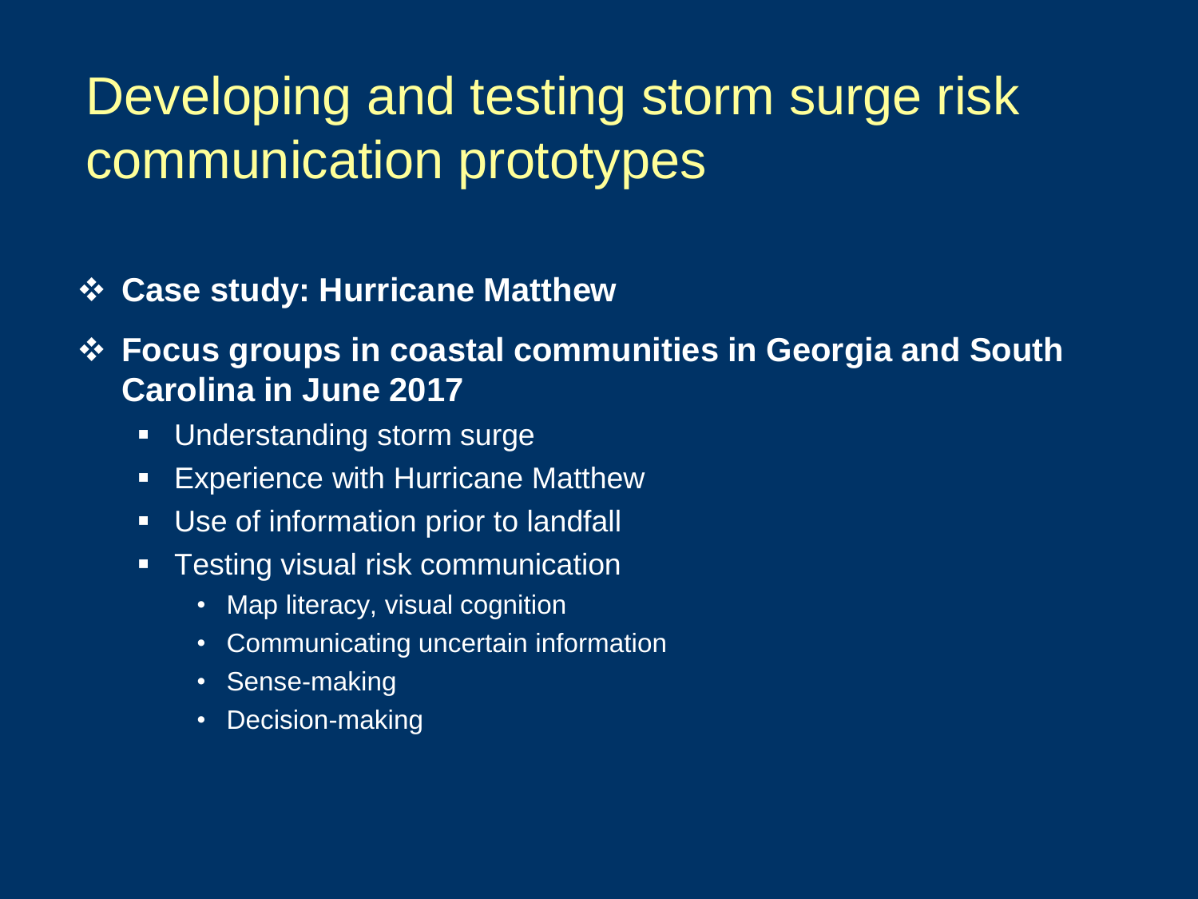# Developing and testing storm surge risk communication prototypes

- **Case study: Hurricane Matthew**
- **Focus groups in coastal communities in Georgia and South Carolina in June 2017**
  - Understanding storm surge
  - Experience with Hurricane Matthew
  - Use of information prior to landfall
  - Testing visual risk communication
    - Map literacy, visual cognition
    - Communicating uncertain information
    - Sense-making
    - Decision-making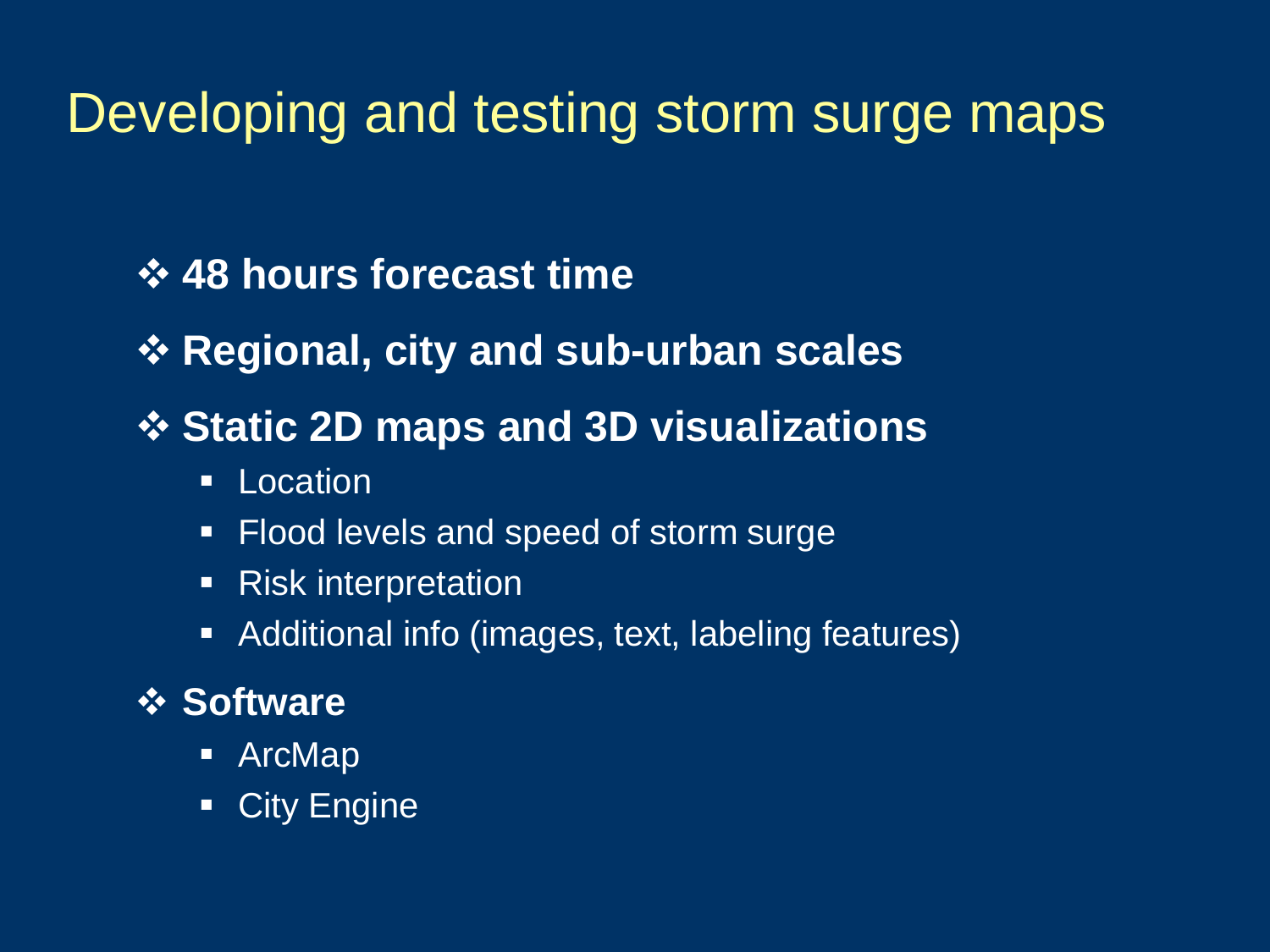# Developing and testing storm surge maps

- **48 hours forecast time**
- **Regional, city and sub-urban scales**
- **Static 2D maps and 3D visualizations**
  - Location
  - Flood levels and speed of storm surge
  - Risk interpretation
  - Additional info (images, text, labeling features)
- **Software**
  - ArcMap
  - City Engine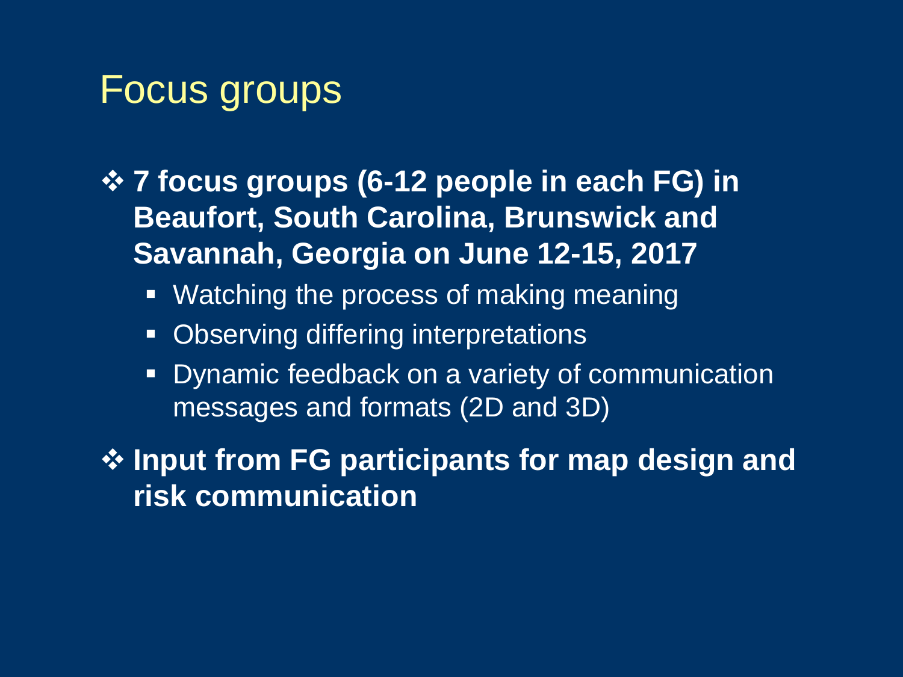# Focus groups

- **7 focus groups (6-12 people in each FG) in Beaufort, South Carolina, Brunswick and Savannah, Georgia on June 12-15, 2017**
  - Watching the process of making meaning
  - Observing differing interpretations
  - Dynamic feedback on a variety of communication messages and formats (2D and 3D)
- **Input from FG participants for map design and risk communication**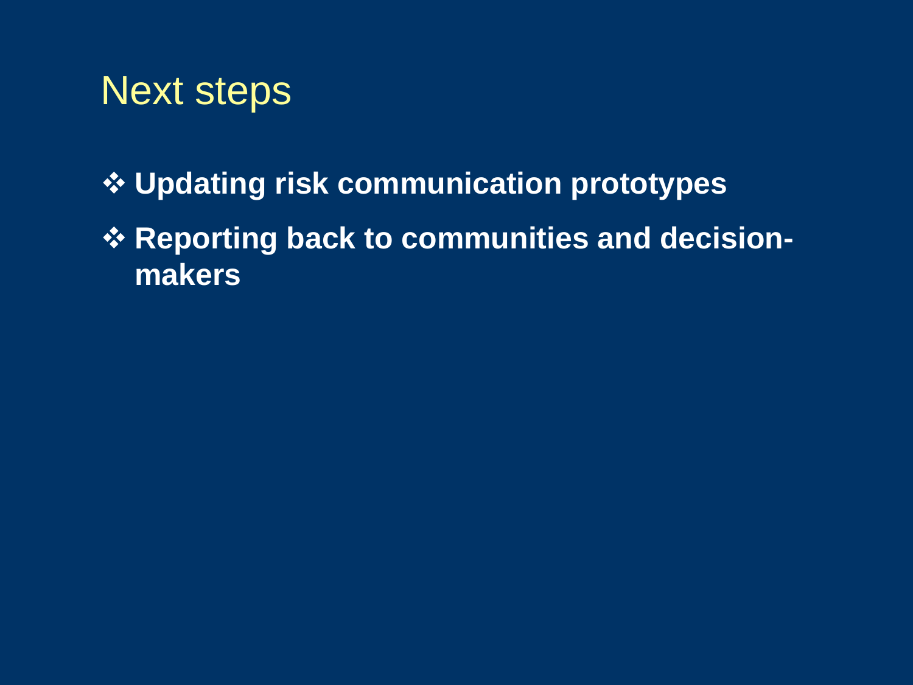# Next steps

- **Updating risk communication prototypes**
- **Reporting back to communities and decision-makers**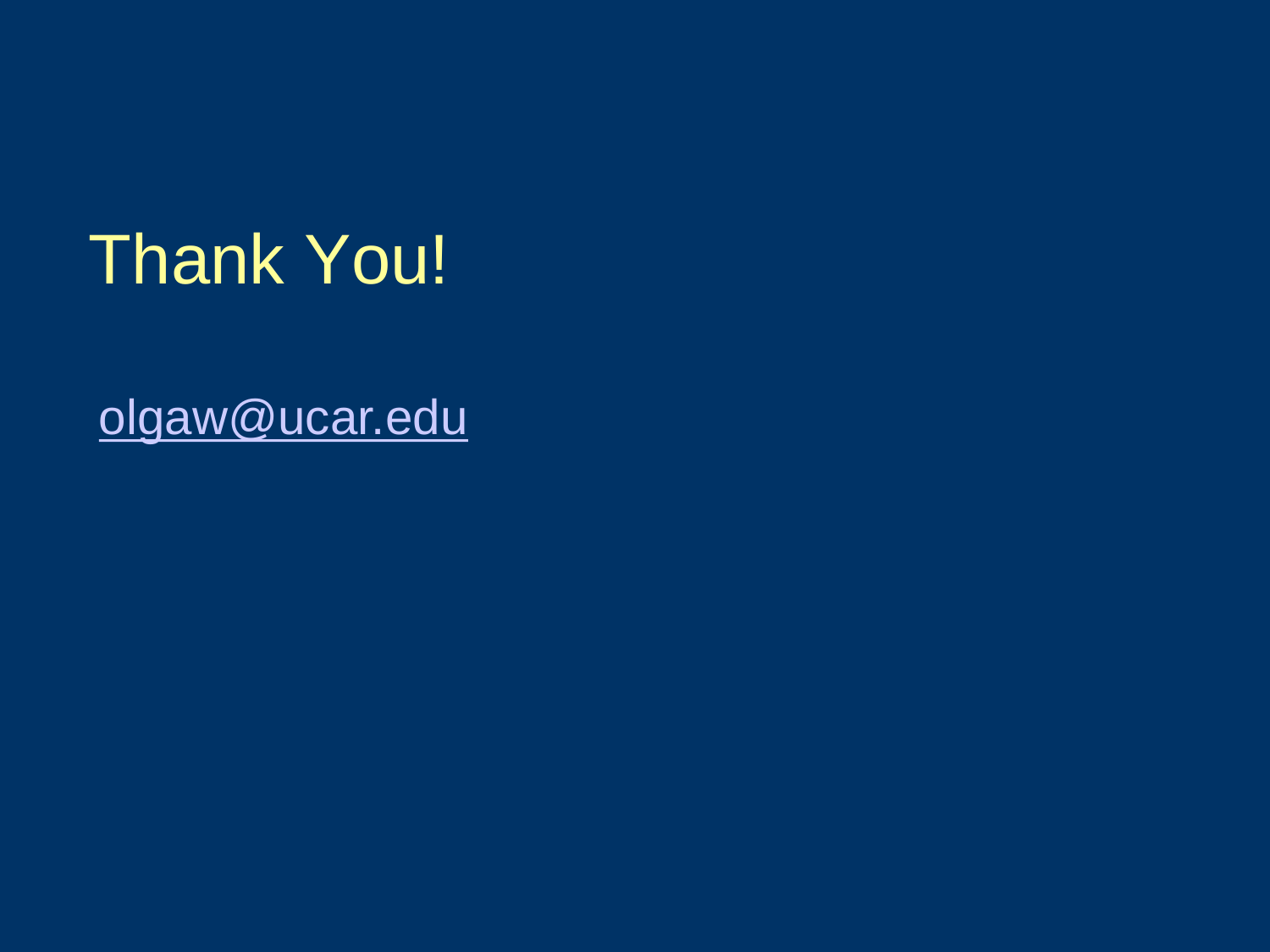# Thank You!

olgaw@ucar.edu